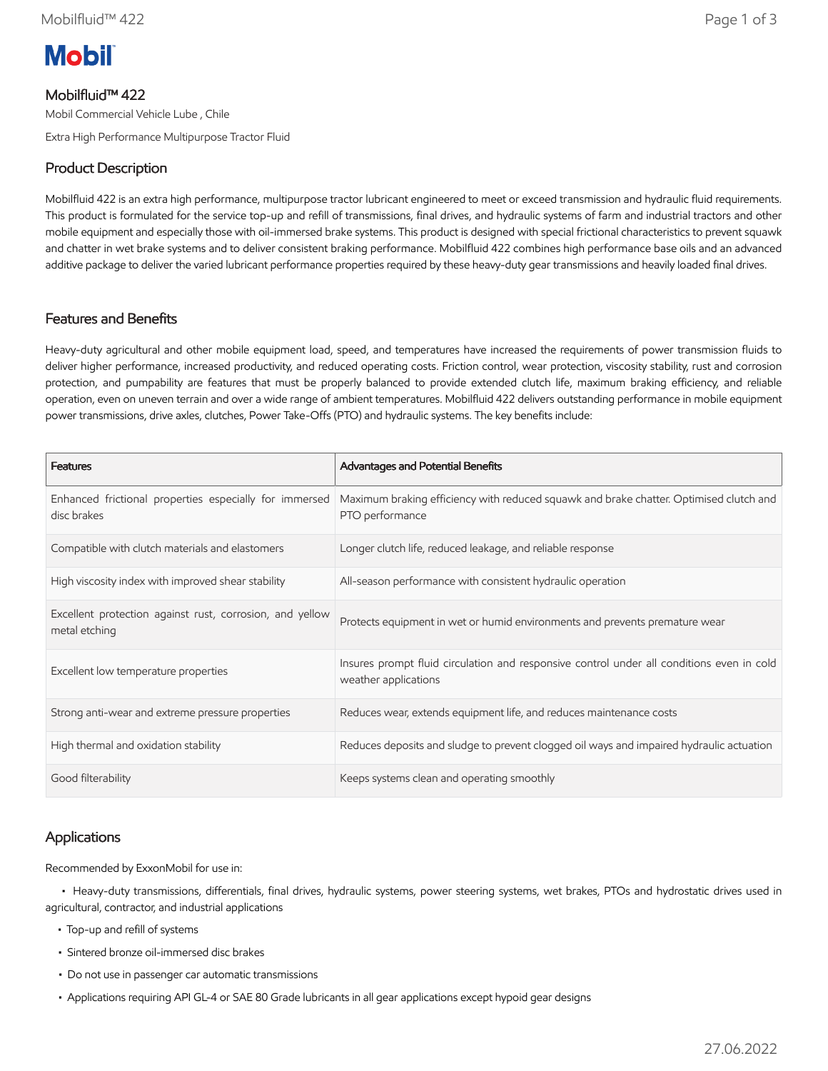Mobil

# Mobilfluid™ 422

Mobil Commercial Vehicle Lube , Chile

Extra High Performance Multipurpose Tractor Fluid

## Product Description

Mobilfluid 422 is an extra high performance, multipurpose tractor lubricant engineered to meet or exceed transmission and hydraulic fluid requirements. This product is formulated for the service top-up and refill of transmissions, final drives, and hydraulic systems of farm and industrial tractors and other mobile equipment and especially those with oil-immersed brake systems. This product is designed with special frictional characteristics to prevent squawk and chatter in wet brake systems and to deliver consistent braking performance. Mobilfluid 422 combines high performance base oils and an advanced additive package to deliver the varied lubricant performance properties required by these heavy-duty gear transmissions and heavily loaded final drives.

## Features and Benefits

Heavy-duty agricultural and other mobile equipment load, speed, and temperatures have increased the requirements of power transmission fluids to deliver higher performance, increased productivity, and reduced operating costs. Friction control, wear protection, viscosity stability, rust and corrosion protection, and pumpability are features that must be properly balanced to provide extended clutch life, maximum braking efficiency, and reliable operation, even on uneven terrain and over a wide range of ambient temperatures. Mobilfluid 422 delivers outstanding performance in mobile equipment power transmissions, drive axles, clutches, Power Take-Offs (PTO) and hydraulic systems. The key benefits include:

| Features | Advantages and Potential Benefits |
| --- | --- |
| Enhanced frictional properties especially for immersed disc brakes | Maximum braking efficiency with reduced squawk and brake chatter. Optimised clutch and PTO performance |
| Compatible with clutch materials and elastomers | Longer clutch life, reduced leakage, and reliable response |
| High viscosity index with improved shear stability | All-season performance with consistent hydraulic operation |
| Excellent protection against rust, corrosion, and yellow metal etching | Protects equipment in wet or humid environments and prevents premature wear |
| Excellent low temperature properties | Insures prompt fluid circulation and responsive control under all conditions even in cold weather applications |
| Strong anti-wear and extreme pressure properties | Reduces wear, extends equipment life, and reduces maintenance costs |
| High thermal and oxidation stability | Reduces deposits and sludge to prevent clogged oil ways and impaired hydraulic actuation |
| Good filterability | Keeps systems clean and operating smoothly |

## Applications

Recommended by ExxonMobil for use in:

- Heavy-duty transmissions, differentials, final drives, hydraulic systems, power steering systems, wet brakes, PTOs and hydrostatic drives used in agricultural, contractor, and industrial applications
- Top-up and refill of systems
- Sintered bronze oil-immersed disc brakes
- Do not use in passenger car automatic transmissions
- Applications requiring API GL-4 or SAE 80 Grade lubricants in all gear applications except hypoid gear designs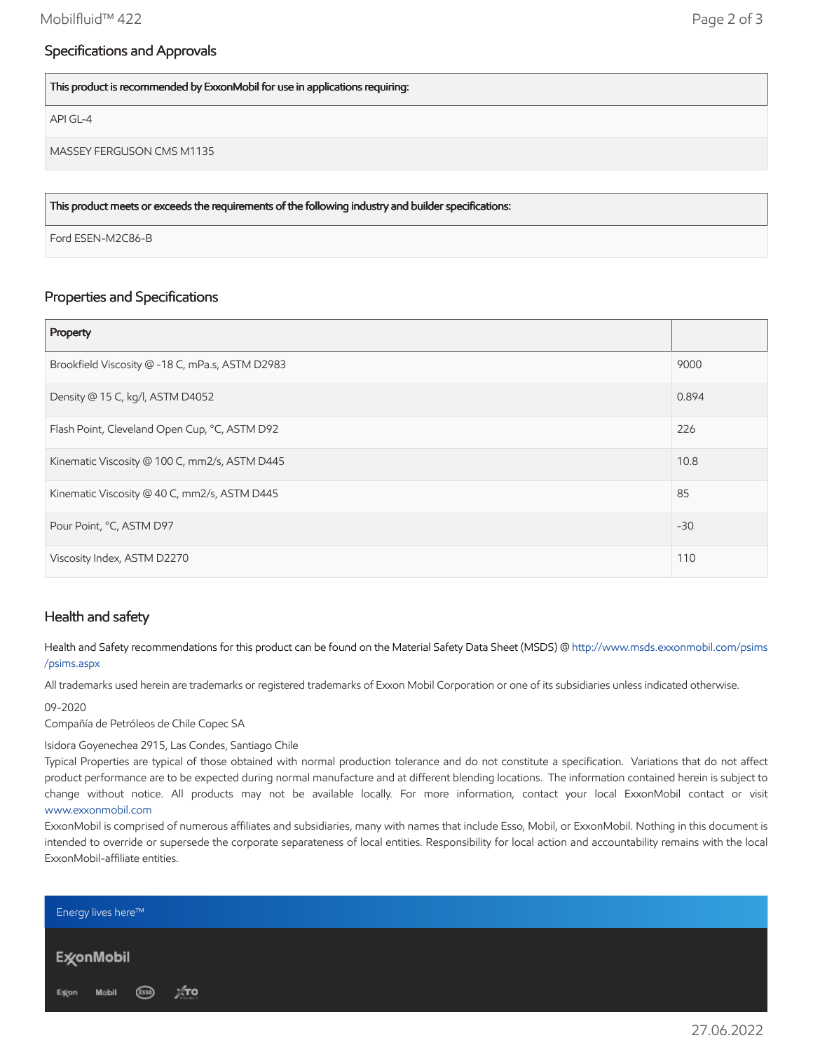## Specifications and Approvals

| This product is recommended by ExxonMobil for use in applications requiring: |
|---|
| API GL-4 |
| MASSEY FERGUSON CMS M1135 |

| This product meets or exceeds the requirements of the following industry and builder specifications: |
|---|
| Ford ESEN-M2C86-B |

## Properties and Specifications

| Property | |
|---|---|
| Brookfield Viscosity @ -18 C, mPa.s, ASTM D2983 | 9000 |
| Density @ 15 C, kg/l, ASTM D4052 | 0.894 |
| Flash Point, Cleveland Open Cup, °C, ASTM D92 | 226 |
| Kinematic Viscosity @ 100 C, mm2/s, ASTM D445 | 10.8 |
| Kinematic Viscosity @ 40 C, mm2/s, ASTM D445 | 85 |
| Pour Point, °C, ASTM D97 | -30 |
| Viscosity Index, ASTM D2270 | 110 |

## Health and safety

Health and Safety recommendations for this product can be found on the Material Safety Data Sheet (MSDS) @ http://www.msds.exxonmobil.com/psims/psims.aspx

All trademarks used herein are trademarks or registered trademarks of Exxon Mobil Corporation or one of its subsidiaries unless indicated otherwise.

09-2020

Compañía de Petróleos de Chile Copec SA

Isidora Goyenechea 2915, Las Condes, Santiago Chile

Typical Properties are typical of those obtained with normal production tolerance and do not constitute a specification. Variations that do not affect product performance are to be expected during normal manufacture and at different blending locations. The information contained herein is subject to change without notice. All products may not be available locally. For more information, contact your local ExxonMobil contact or visit www.exxonmobil.com

ExxonMobil is comprised of numerous affiliates and subsidiaries, many with names that include Esso, Mobil, or ExxonMobil. Nothing in this document is intended to override or supersede the corporate separateness of local entities. Responsibility for local action and accountability remains with the local ExxonMobil-affiliate entities.

Energy lives here™

ExxonMobil

Exxon Mobil Esso XTO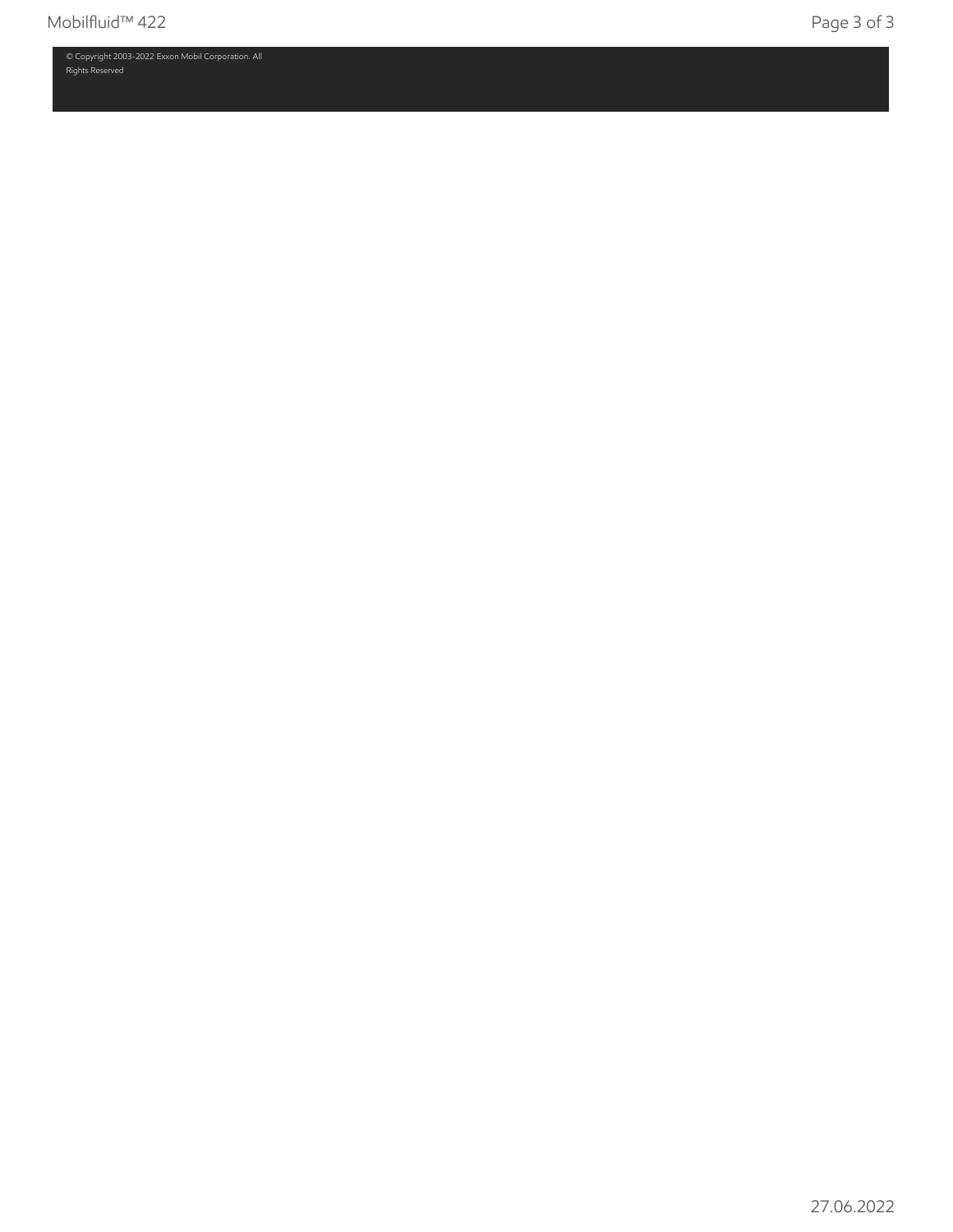© Copyright 2003-2022 Exxon Mobil Corporation. All Rights Reserved